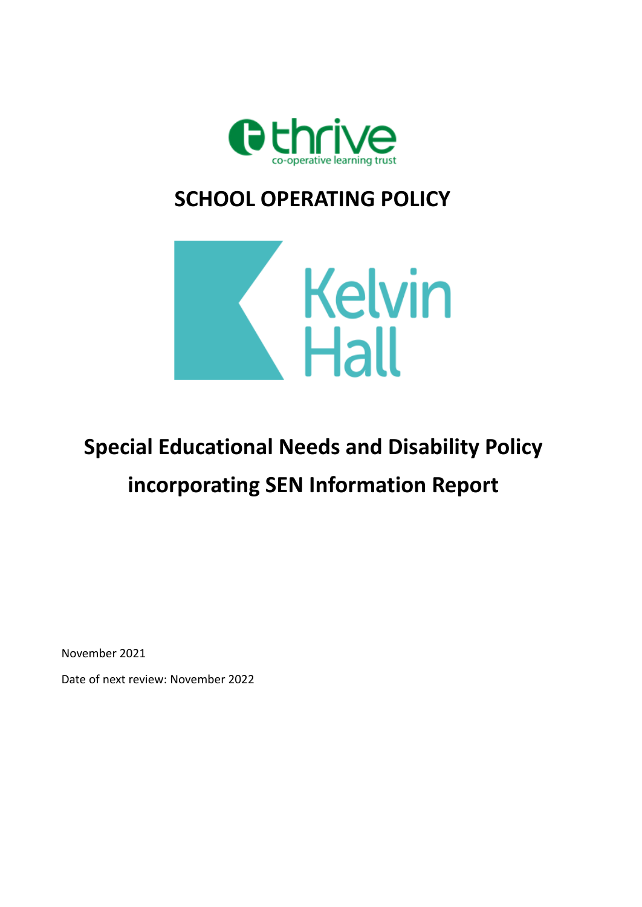thrive

co-operative learning trust

# SCHOOL OPERATING POLICY

Kelvin Hall

# Special Educational Needs and Disability Policy incorporating SEN Information Report

November 2021

Date of next review: November 2022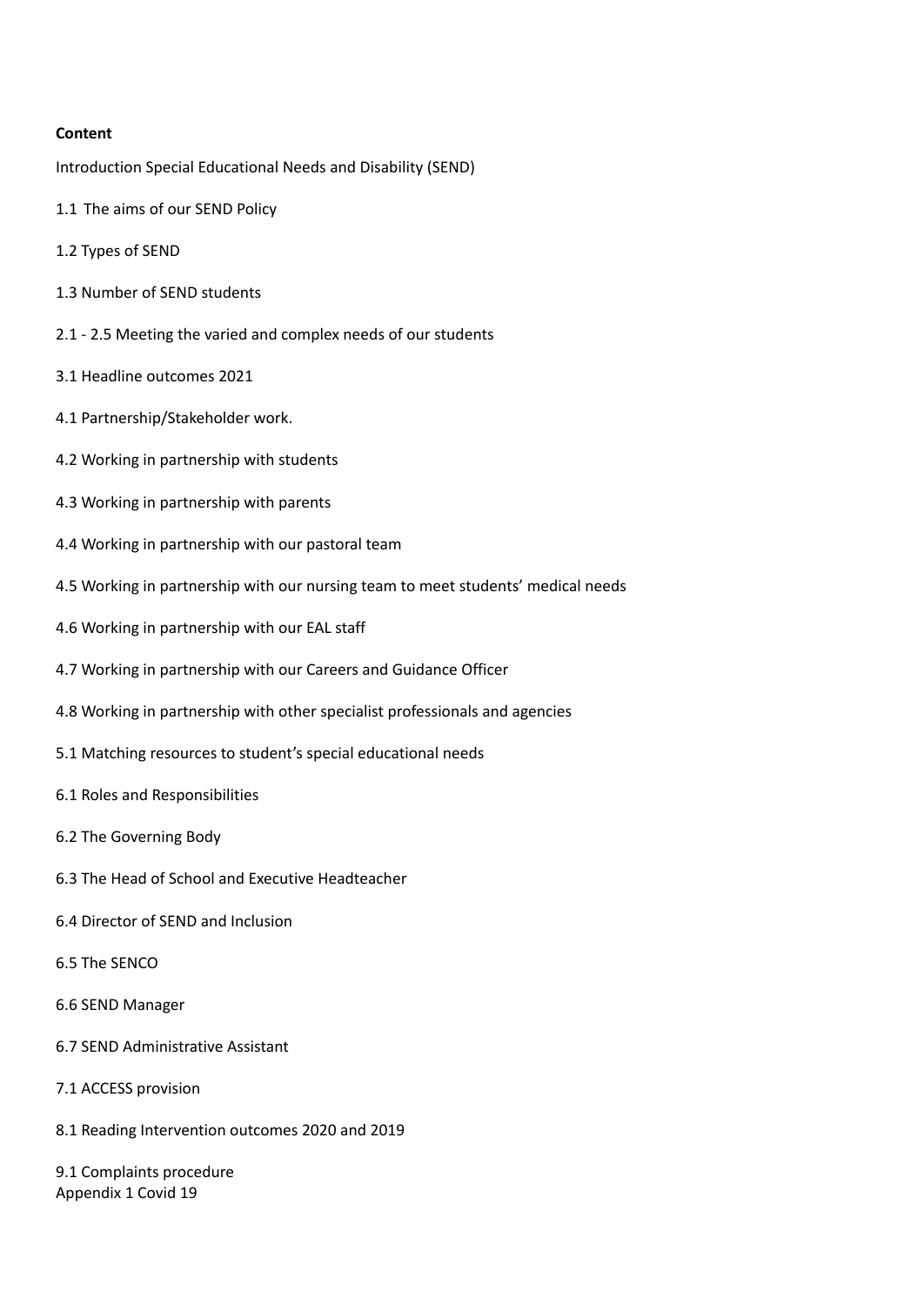**Content**

Introduction Special Educational Needs and Disability (SEND)

1.1 The aims of our SEND Policy

1.2 Types of SEND

1.3 Number of SEND students

2.1 - 2.5 Meeting the varied and complex needs of our students

3.1 Headline outcomes 2021

4.1 Partnership/Stakeholder work.

4.2 Working in partnership with students

4.3 Working in partnership with parents

4.4 Working in partnership with our pastoral team

4.5 Working in partnership with our nursing team to meet students' medical needs

4.6 Working in partnership with our EAL staff

4.7 Working in partnership with our Careers and Guidance Officer

4.8 Working in partnership with other specialist professionals and agencies

5.1 Matching resources to student's special educational needs

6.1 Roles and Responsibilities

6.2 The Governing Body

6.3 The Head of School and Executive Headteacher

6.4 Director of SEND and Inclusion

6.5 The SENCO

6.6 SEND Manager

6.7 SEND Administrative Assistant

7.1 ACCESS provision

8.1 Reading Intervention outcomes 2020 and 2019

9.1 Complaints procedure

Appendix 1 Covid 19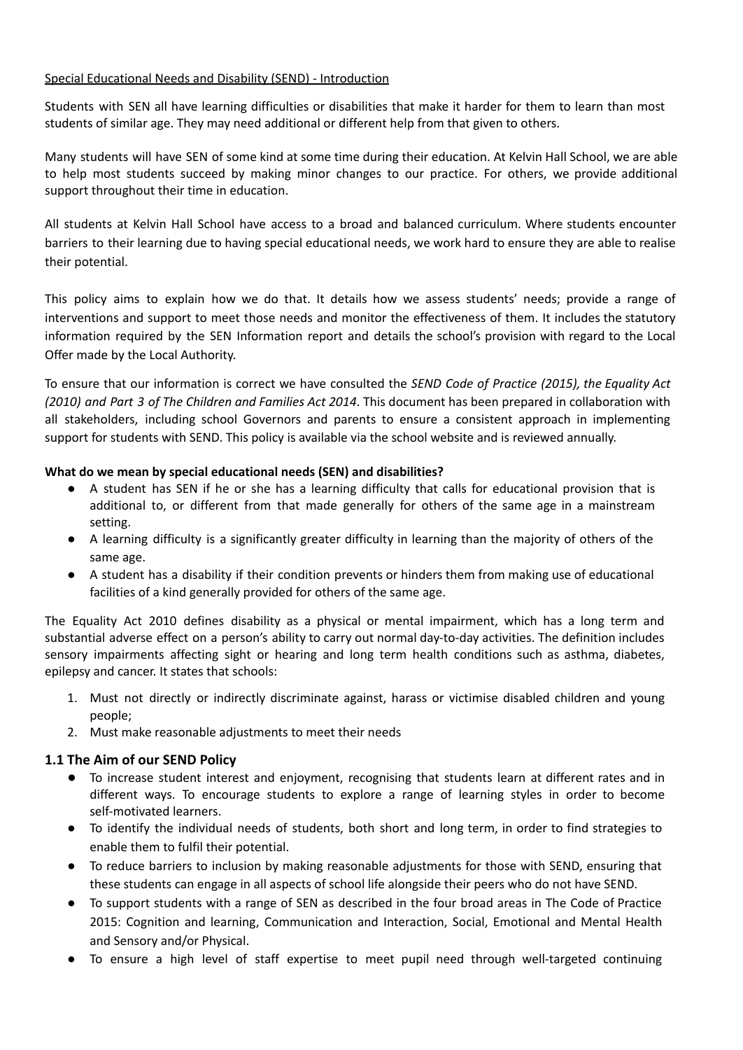Special Educational Needs and Disability (SEND) - Introduction

Students with SEN all have learning difficulties or disabilities that make it harder for them to learn than most students of similar age. They may need additional or different help from that given to others.

Many students will have SEN of some kind at some time during their education. At Kelvin Hall School, we are able to help most students succeed by making minor changes to our practice. For others, we provide additional support throughout their time in education.

All students at Kelvin Hall School have access to a broad and balanced curriculum. Where students encounter barriers to their learning due to having special educational needs, we work hard to ensure they are able to realise their potential.

This policy aims to explain how we do that. It details how we assess students' needs; provide a range of interventions and support to meet those needs and monitor the effectiveness of them. It includes the statutory information required by the SEN Information report and details the school's provision with regard to the Local Offer made by the Local Authority.

To ensure that our information is correct we have consulted the *SEND Code of Practice (2015), the Equality Act (2010) and Part 3 of The Children and Families Act 2014*. This document has been prepared in collaboration with all stakeholders, including school Governors and parents to ensure a consistent approach in implementing support for students with SEND. This policy is available via the school website and is reviewed annually.

**What do we mean by special educational needs (SEN) and disabilities?**

- A student has SEN if he or she has a learning difficulty that calls for educational provision that is additional to, or different from that made generally for others of the same age in a mainstream setting.
- A learning difficulty is a significantly greater difficulty in learning than the majority of others of the same age.
- A student has a disability if their condition prevents or hinders them from making use of educational facilities of a kind generally provided for others of the same age.

The Equality Act 2010 defines disability as a physical or mental impairment, which has a long term and substantial adverse effect on a person's ability to carry out normal day-to-day activities. The definition includes sensory impairments affecting sight or hearing and long term health conditions such as asthma, diabetes, epilepsy and cancer. It states that schools:

1. Must not directly or indirectly discriminate against, harass or victimise disabled children and young people;
2. Must make reasonable adjustments to meet their needs

## 1.1 The Aim of our SEND Policy

- To increase student interest and enjoyment, recognising that students learn at different rates and in different ways. To encourage students to explore a range of learning styles in order to become self-motivated learners.
- To identify the individual needs of students, both short and long term, in order to find strategies to enable them to fulfil their potential.
- To reduce barriers to inclusion by making reasonable adjustments for those with SEND, ensuring that these students can engage in all aspects of school life alongside their peers who do not have SEND.
- To support students with a range of SEN as described in the four broad areas in The Code of Practice 2015: Cognition and learning, Communication and Interaction, Social, Emotional and Mental Health and Sensory and/or Physical.
- To ensure a high level of staff expertise to meet pupil need through well-targeted continuing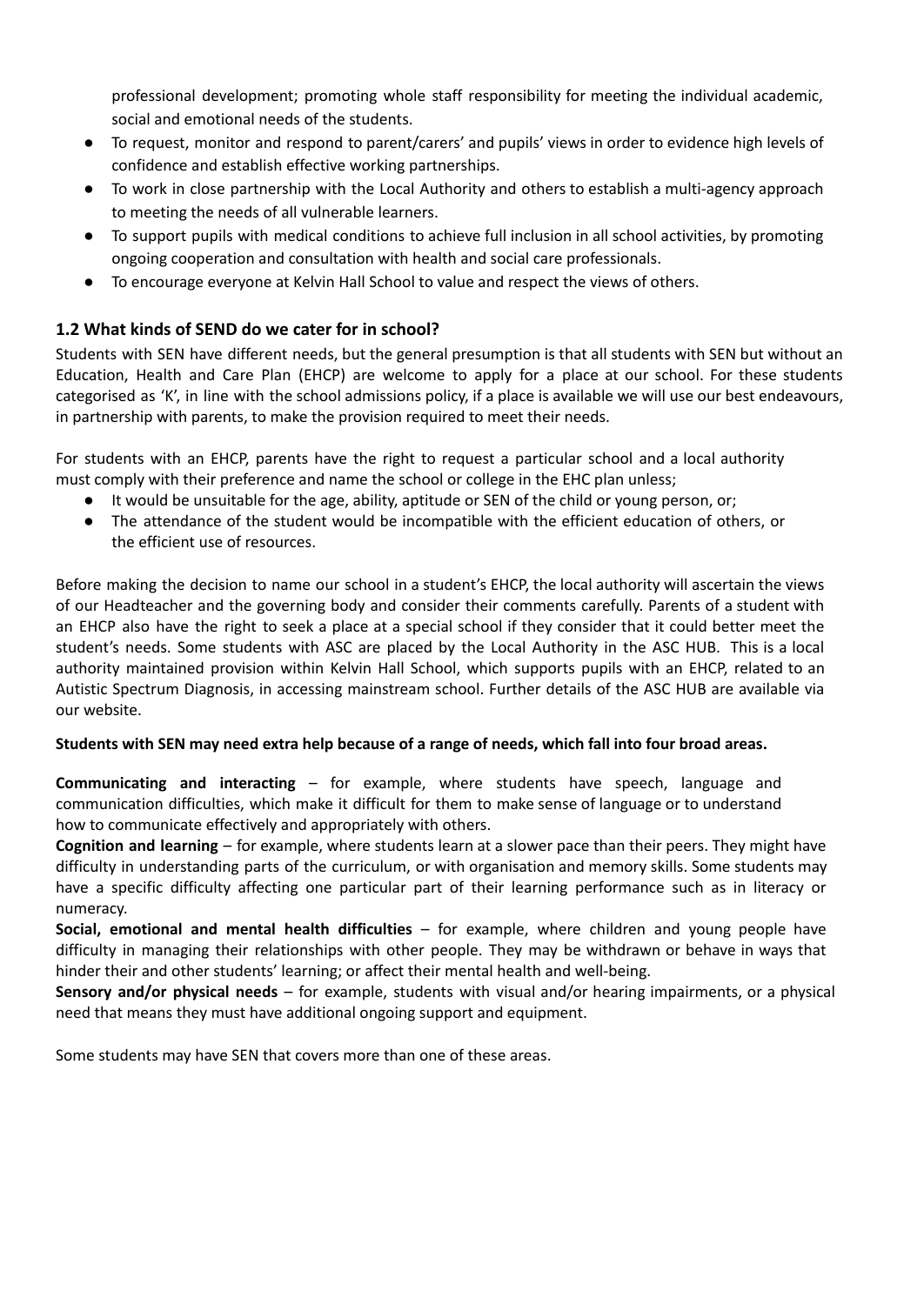professional development; promoting whole staff responsibility for meeting the individual academic, social and emotional needs of the students.

- To request, monitor and respond to parent/carers' and pupils' views in order to evidence high levels of confidence and establish effective working partnerships.
- To work in close partnership with the Local Authority and others to establish a multi-agency approach to meeting the needs of all vulnerable learners.
- To support pupils with medical conditions to achieve full inclusion in all school activities, by promoting ongoing cooperation and consultation with health and social care professionals.
- To encourage everyone at Kelvin Hall School to value and respect the views of others.

### 1.2 What kinds of SEND do we cater for in school?

Students with SEN have different needs, but the general presumption is that all students with SEN but without an Education, Health and Care Plan (EHCP) are welcome to apply for a place at our school. For these students categorised as 'K', in line with the school admissions policy, if a place is available we will use our best endeavours, in partnership with parents, to make the provision required to meet their needs.

For students with an EHCP, parents have the right to request a particular school and a local authority must comply with their preference and name the school or college in the EHC plan unless;

- It would be unsuitable for the age, ability, aptitude or SEN of the child or young person, or;
- The attendance of the student would be incompatible with the efficient education of others, or the efficient use of resources.

Before making the decision to name our school in a student's EHCP, the local authority will ascertain the views of our Headteacher and the governing body and consider their comments carefully. Parents of a student with an EHCP also have the right to seek a place at a special school if they consider that it could better meet the student's needs. Some students with ASC are placed by the Local Authority in the ASC HUB. This is a local authority maintained provision within Kelvin Hall School, which supports pupils with an EHCP, related to an Autistic Spectrum Diagnosis, in accessing mainstream school. Further details of the ASC HUB are available via our website.

**Students with SEN may need extra help because of a range of needs, which fall into four broad areas.**

**Communicating and interacting** – for example, where students have speech, language and communication difficulties, which make it difficult for them to make sense of language or to understand how to communicate effectively and appropriately with others.

**Cognition and learning** – for example, where students learn at a slower pace than their peers. They might have difficulty in understanding parts of the curriculum, or with organisation and memory skills. Some students may have a specific difficulty affecting one particular part of their learning performance such as in literacy or numeracy.

**Social, emotional and mental health difficulties** – for example, where children and young people have difficulty in managing their relationships with other people. They may be withdrawn or behave in ways that hinder their and other students' learning; or affect their mental health and well-being.

**Sensory and/or physical needs** – for example, students with visual and/or hearing impairments, or a physical need that means they must have additional ongoing support and equipment.

Some students may have SEN that covers more than one of these areas.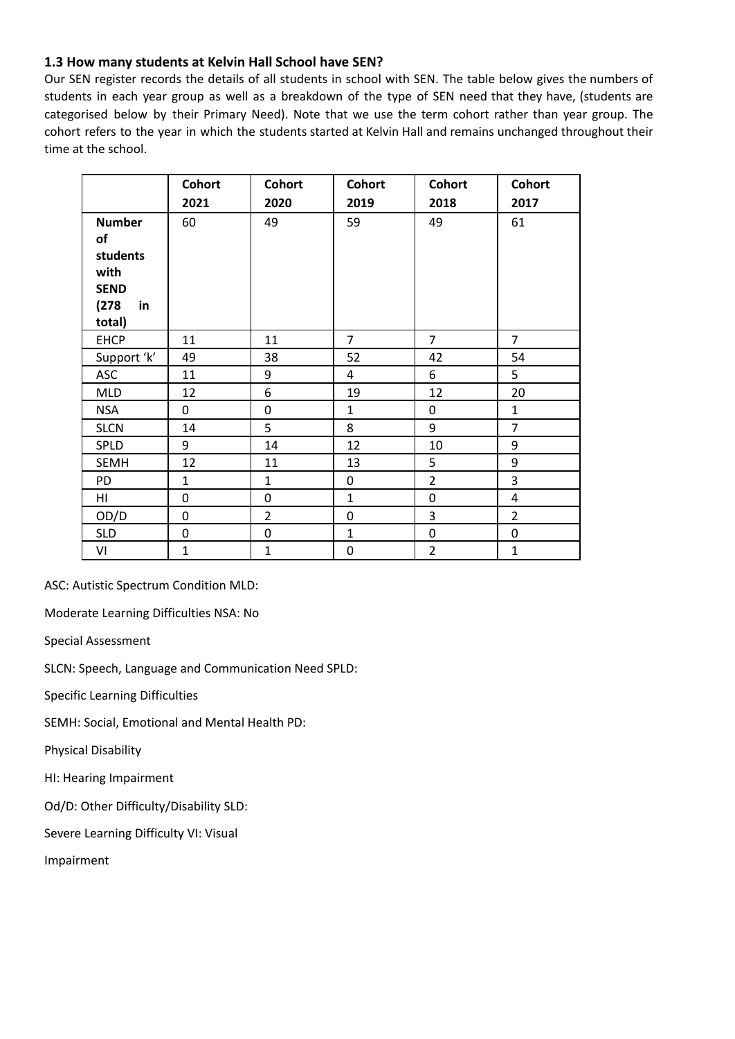### 1.3 How many students at Kelvin Hall School have SEN?

Our SEN register records the details of all students in school with SEN. The table below gives the numbers of students in each year group as well as a breakdown of the type of SEN need that they have, (students are categorised below by their Primary Need). Note that we use the term cohort rather than year group. The cohort refers to the year in which the students started at Kelvin Hall and remains unchanged throughout their time at the school.

| | **Cohort 2021** | **Cohort 2020** | **Cohort 2019** | **Cohort 2018** | **Cohort 2017** |
|---|---|---|---|---|---|
| **Number of students with SEND (278 in total)** | 60 | 49 | 59 | 49 | 61 |
| EHCP | 11 | 11 | 7 | 7 | 7 |
| Support 'k' | 49 | 38 | 52 | 42 | 54 |
| ASC | 11 | 9 | 4 | 6 | 5 |
| MLD | 12 | 6 | 19 | 12 | 20 |
| NSA | 0 | 0 | 1 | 0 | 1 |
| SLCN | 14 | 5 | 8 | 9 | 7 |
| SPLD | 9 | 14 | 12 | 10 | 9 |
| SEMH | 12 | 11 | 13 | 5 | 9 |
| PD | 1 | 1 | 0 | 2 | 3 |
| HI | 0 | 0 | 1 | 0 | 4 |
| OD/D | 0 | 2 | 0 | 3 | 2 |
| SLD | 0 | 0 | 1 | 0 | 0 |
| VI | 1 | 1 | 0 | 2 | 1 |

ASC: Autistic Spectrum Condition MLD:

Moderate Learning Difficulties NSA: No

Special Assessment

SLCN: Speech, Language and Communication Need SPLD:

Specific Learning Difficulties

SEMH: Social, Emotional and Mental Health PD:

Physical Disability

HI: Hearing Impairment

Od/D: Other Difficulty/Disability SLD:

Severe Learning Difficulty VI: Visual

Impairment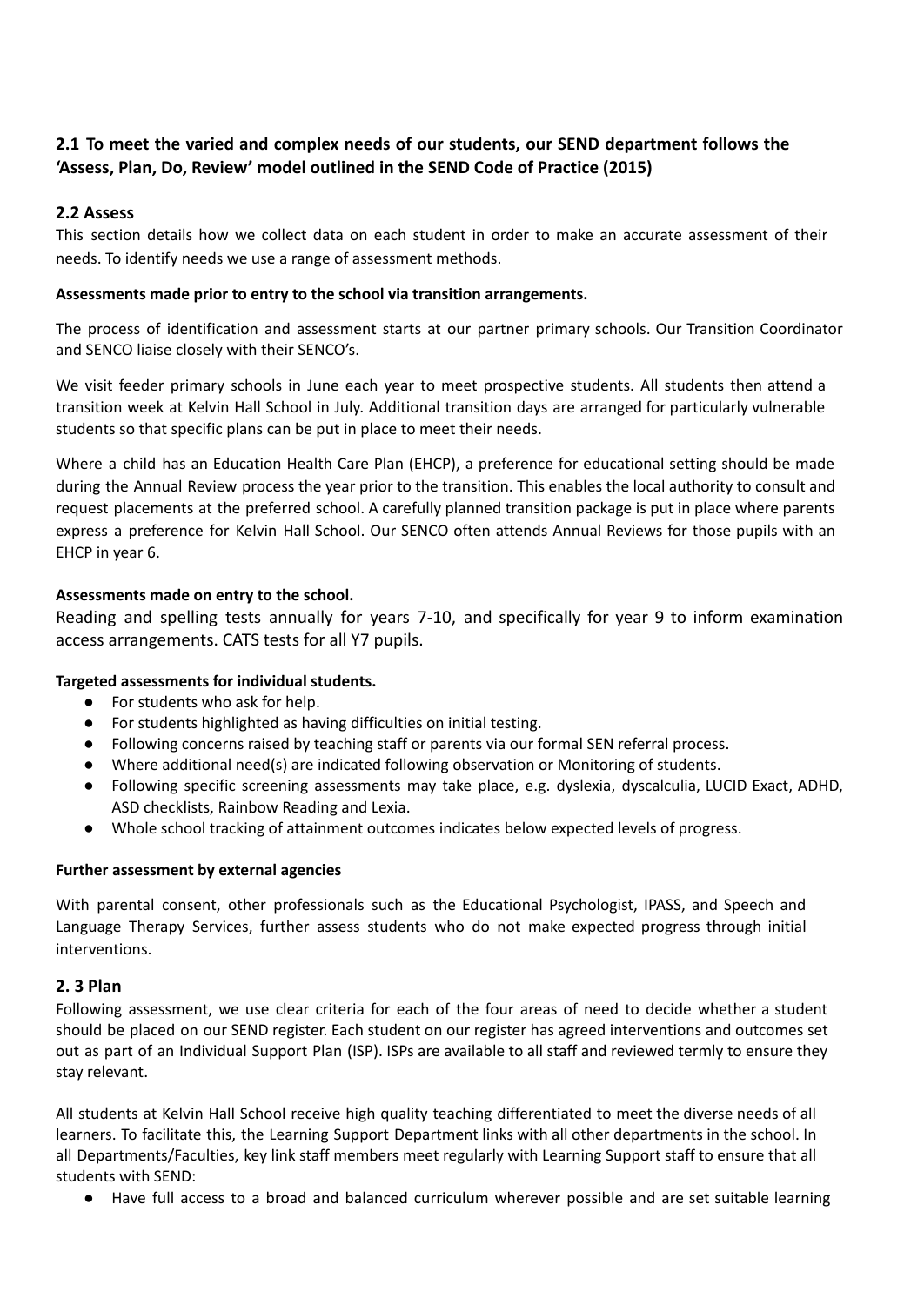## 2.1 To meet the varied and complex needs of our students, our SEND department follows the 'Assess, Plan, Do, Review' model outlined in the SEND Code of Practice (2015)

### 2.2 Assess

This section details how we collect data on each student in order to make an accurate assessment of their needs. To identify needs we use a range of assessment methods.

**Assessments made prior to entry to the school via transition arrangements.**

The process of identification and assessment starts at our partner primary schools. Our Transition Coordinator and SENCO liaise closely with their SENCO's.

We visit feeder primary schools in June each year to meet prospective students. All students then attend a transition week at Kelvin Hall School in July. Additional transition days are arranged for particularly vulnerable students so that specific plans can be put in place to meet their needs.

Where a child has an Education Health Care Plan (EHCP), a preference for educational setting should be made during the Annual Review process the year prior to the transition. This enables the local authority to consult and request placements at the preferred school. A carefully planned transition package is put in place where parents express a preference for Kelvin Hall School. Our SENCO often attends Annual Reviews for those pupils with an EHCP in year 6.

**Assessments made on entry to the school.**

Reading and spelling tests annually for years 7-10, and specifically for year 9 to inform examination access arrangements. CATS tests for all Y7 pupils.

**Targeted assessments for individual students.**

- For students who ask for help.
- For students highlighted as having difficulties on initial testing.
- Following concerns raised by teaching staff or parents via our formal SEN referral process.
- Where additional need(s) are indicated following observation or Monitoring of students.
- Following specific screening assessments may take place, e.g. dyslexia, dyscalculia, LUCID Exact, ADHD, ASD checklists, Rainbow Reading and Lexia.
- Whole school tracking of attainment outcomes indicates below expected levels of progress.

**Further assessment by external agencies**

With parental consent, other professionals such as the Educational Psychologist, IPASS, and Speech and Language Therapy Services, further assess students who do not make expected progress through initial interventions.

### 2. 3 Plan

Following assessment, we use clear criteria for each of the four areas of need to decide whether a student should be placed on our SEND register. Each student on our register has agreed interventions and outcomes set out as part of an Individual Support Plan (ISP). ISPs are available to all staff and reviewed termly to ensure they stay relevant.

All students at Kelvin Hall School receive high quality teaching differentiated to meet the diverse needs of all learners. To facilitate this, the Learning Support Department links with all other departments in the school. In all Departments/Faculties, key link staff members meet regularly with Learning Support staff to ensure that all students with SEND:

- Have full access to a broad and balanced curriculum wherever possible and are set suitable learning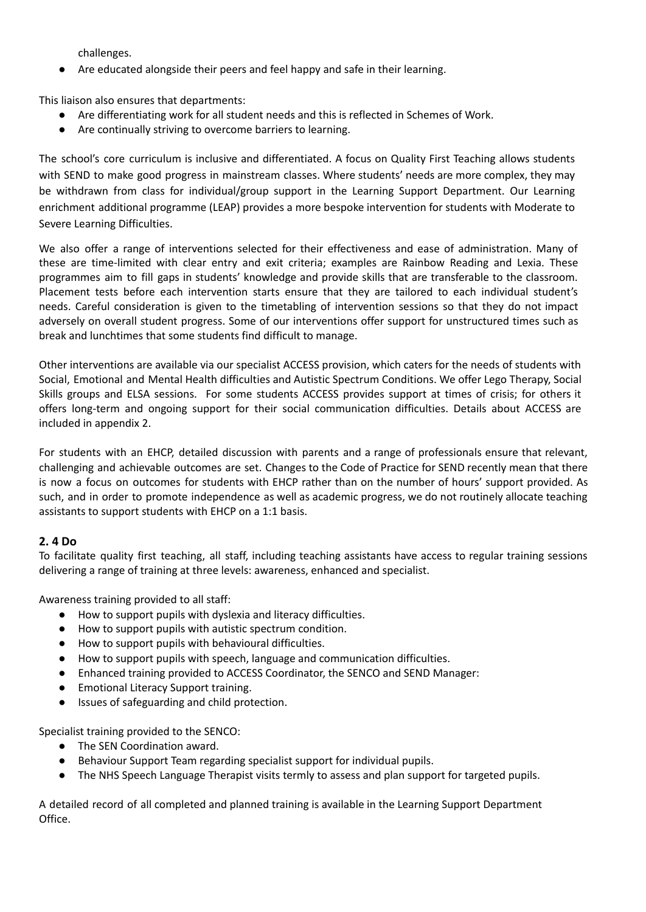challenges.

- Are educated alongside their peers and feel happy and safe in their learning.

This liaison also ensures that departments:

- Are differentiating work for all student needs and this is reflected in Schemes of Work.
- Are continually striving to overcome barriers to learning.

The school's core curriculum is inclusive and differentiated. A focus on Quality First Teaching allows students with SEND to make good progress in mainstream classes. Where students' needs are more complex, they may be withdrawn from class for individual/group support in the Learning Support Department. Our Learning enrichment additional programme (LEAP) provides a more bespoke intervention for students with Moderate to Severe Learning Difficulties.

We also offer a range of interventions selected for their effectiveness and ease of administration. Many of these are time-limited with clear entry and exit criteria; examples are Rainbow Reading and Lexia. These programmes aim to fill gaps in students' knowledge and provide skills that are transferable to the classroom. Placement tests before each intervention starts ensure that they are tailored to each individual student's needs. Careful consideration is given to the timetabling of intervention sessions so that they do not impact adversely on overall student progress. Some of our interventions offer support for unstructured times such as break and lunchtimes that some students find difficult to manage.

Other interventions are available via our specialist ACCESS provision, which caters for the needs of students with Social, Emotional and Mental Health difficulties and Autistic Spectrum Conditions. We offer Lego Therapy, Social Skills groups and ELSA sessions. For some students ACCESS provides support at times of crisis; for others it offers long-term and ongoing support for their social communication difficulties. Details about ACCESS are included in appendix 2.

For students with an EHCP, detailed discussion with parents and a range of professionals ensure that relevant, challenging and achievable outcomes are set. Changes to the Code of Practice for SEND recently mean that there is now a focus on outcomes for students with EHCP rather than on the number of hours' support provided. As such, and in order to promote independence as well as academic progress, we do not routinely allocate teaching assistants to support students with EHCP on a 1:1 basis.

### 2. 4 Do

To facilitate quality first teaching, all staff, including teaching assistants have access to regular training sessions delivering a range of training at three levels: awareness, enhanced and specialist.

Awareness training provided to all staff:

- How to support pupils with dyslexia and literacy difficulties.
- How to support pupils with autistic spectrum condition.
- How to support pupils with behavioural difficulties.
- How to support pupils with speech, language and communication difficulties.
- Enhanced training provided to ACCESS Coordinator, the SENCO and SEND Manager:
- Emotional Literacy Support training.
- Issues of safeguarding and child protection.

Specialist training provided to the SENCO:

- The SEN Coordination award.
- Behaviour Support Team regarding specialist support for individual pupils.
- The NHS Speech Language Therapist visits termly to assess and plan support for targeted pupils.

A detailed record of all completed and planned training is available in the Learning Support Department Office.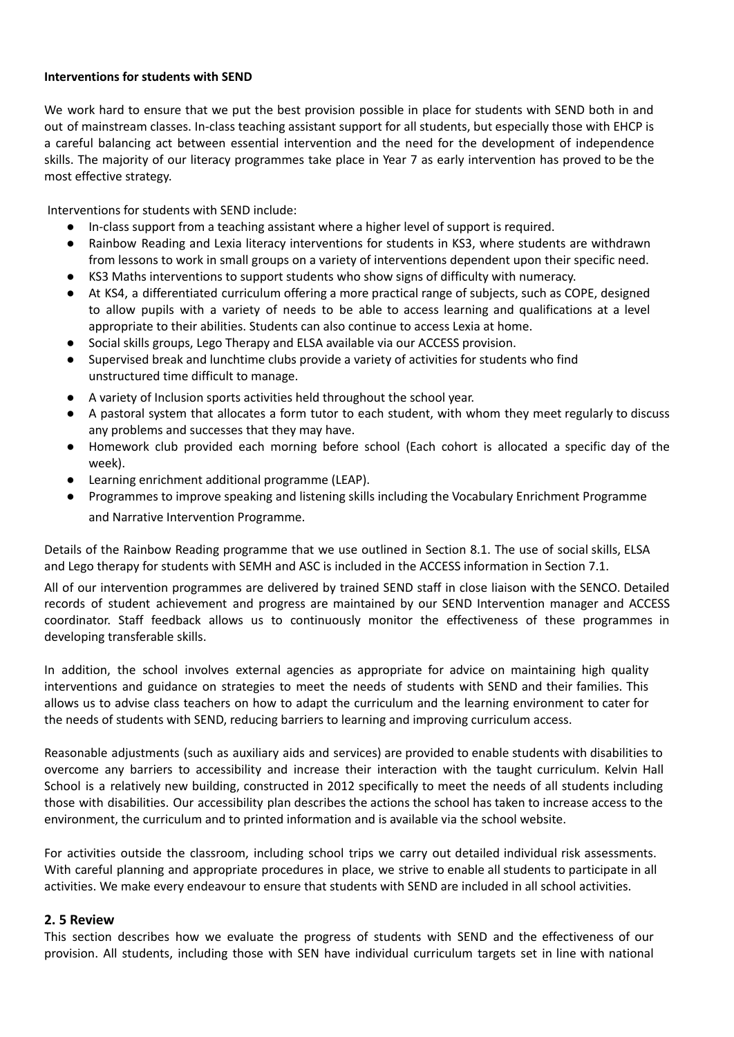**Interventions for students with SEND**

We work hard to ensure that we put the best provision possible in place for students with SEND both in and out of mainstream classes. In-class teaching assistant support for all students, but especially those with EHCP is a careful balancing act between essential intervention and the need for the development of independence skills. The majority of our literacy programmes take place in Year 7 as early intervention has proved to be the most effective strategy.

Interventions for students with SEND include:

- In-class support from a teaching assistant where a higher level of support is required.
- Rainbow Reading and Lexia literacy interventions for students in KS3, where students are withdrawn from lessons to work in small groups on a variety of interventions dependent upon their specific need.
- KS3 Maths interventions to support students who show signs of difficulty with numeracy.
- At KS4, a differentiated curriculum offering a more practical range of subjects, such as COPE, designed to allow pupils with a variety of needs to be able to access learning and qualifications at a level appropriate to their abilities. Students can also continue to access Lexia at home.
- Social skills groups, Lego Therapy and ELSA available via our ACCESS provision.
- Supervised break and lunchtime clubs provide a variety of activities for students who find unstructured time difficult to manage.
- A variety of Inclusion sports activities held throughout the school year.
- A pastoral system that allocates a form tutor to each student, with whom they meet regularly to discuss any problems and successes that they may have.
- Homework club provided each morning before school (Each cohort is allocated a specific day of the week).
- Learning enrichment additional programme (LEAP).
- Programmes to improve speaking and listening skills including the Vocabulary Enrichment Programme and Narrative Intervention Programme.

Details of the Rainbow Reading programme that we use outlined in Section 8.1. The use of social skills, ELSA and Lego therapy for students with SEMH and ASC is included in the ACCESS information in Section 7.1.

All of our intervention programmes are delivered by trained SEND staff in close liaison with the SENCO. Detailed records of student achievement and progress are maintained by our SEND Intervention manager and ACCESS coordinator. Staff feedback allows us to continuously monitor the effectiveness of these programmes in developing transferable skills.

In addition, the school involves external agencies as appropriate for advice on maintaining high quality interventions and guidance on strategies to meet the needs of students with SEND and their families. This allows us to advise class teachers on how to adapt the curriculum and the learning environment to cater for the needs of students with SEND, reducing barriers to learning and improving curriculum access.

Reasonable adjustments (such as auxiliary aids and services) are provided to enable students with disabilities to overcome any barriers to accessibility and increase their interaction with the taught curriculum. Kelvin Hall School is a relatively new building, constructed in 2012 specifically to meet the needs of all students including those with disabilities. Our accessibility plan describes the actions the school has taken to increase access to the environment, the curriculum and to printed information and is available via the school website.

For activities outside the classroom, including school trips we carry out detailed individual risk assessments. With careful planning and appropriate procedures in place, we strive to enable all students to participate in all activities. We make every endeavour to ensure that students with SEND are included in all school activities.

## 2. 5 Review

This section describes how we evaluate the progress of students with SEND and the effectiveness of our provision. All students, including those with SEN have individual curriculum targets set in line with national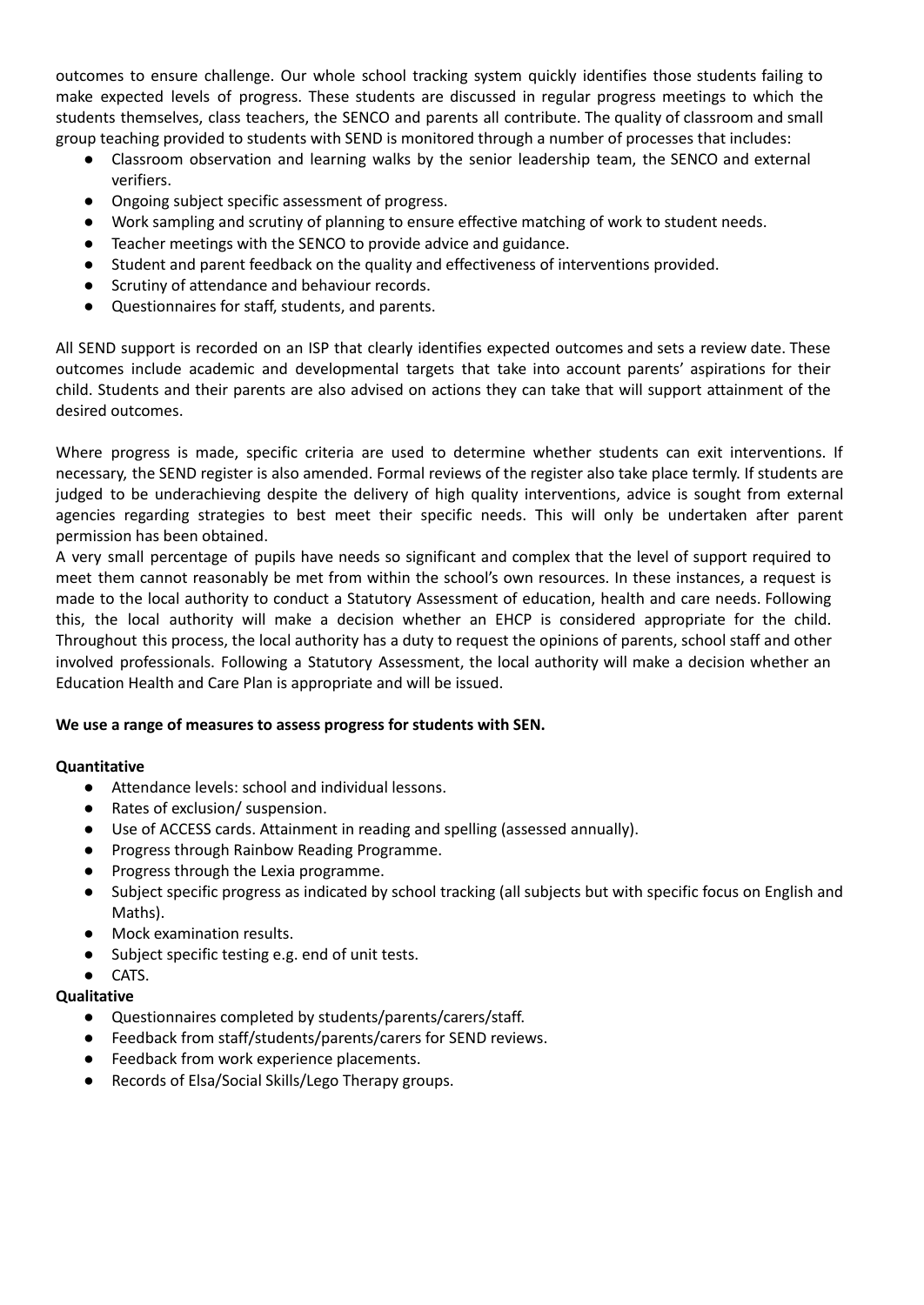outcomes to ensure challenge. Our whole school tracking system quickly identifies those students failing to make expected levels of progress. These students are discussed in regular progress meetings to which the students themselves, class teachers, the SENCO and parents all contribute. The quality of classroom and small group teaching provided to students with SEND is monitored through a number of processes that includes:

- Classroom observation and learning walks by the senior leadership team, the SENCO and external verifiers.
- Ongoing subject specific assessment of progress.
- Work sampling and scrutiny of planning to ensure effective matching of work to student needs.
- Teacher meetings with the SENCO to provide advice and guidance.
- Student and parent feedback on the quality and effectiveness of interventions provided.
- Scrutiny of attendance and behaviour records.
- Questionnaires for staff, students, and parents.

All SEND support is recorded on an ISP that clearly identifies expected outcomes and sets a review date. These outcomes include academic and developmental targets that take into account parents' aspirations for their child. Students and their parents are also advised on actions they can take that will support attainment of the desired outcomes.

Where progress is made, specific criteria are used to determine whether students can exit interventions. If necessary, the SEND register is also amended. Formal reviews of the register also take place termly. If students are judged to be underachieving despite the delivery of high quality interventions, advice is sought from external agencies regarding strategies to best meet their specific needs. This will only be undertaken after parent permission has been obtained.
A very small percentage of pupils have needs so significant and complex that the level of support required to meet them cannot reasonably be met from within the school's own resources. In these instances, a request is made to the local authority to conduct a Statutory Assessment of education, health and care needs. Following this, the local authority will make a decision whether an EHCP is considered appropriate for the child. Throughout this process, the local authority has a duty to request the opinions of parents, school staff and other involved professionals. Following a Statutory Assessment, the local authority will make a decision whether an Education Health and Care Plan is appropriate and will be issued.

**We use a range of measures to assess progress for students with SEN.**

**Quantitative**

- Attendance levels: school and individual lessons.
- Rates of exclusion/ suspension.
- Use of ACCESS cards. Attainment in reading and spelling (assessed annually).
- Progress through Rainbow Reading Programme.
- Progress through the Lexia programme.
- Subject specific progress as indicated by school tracking (all subjects but with specific focus on English and Maths).
- Mock examination results.
- Subject specific testing e.g. end of unit tests.
- CATS.

**Qualitative**

- Questionnaires completed by students/parents/carers/staff.
- Feedback from staff/students/parents/carers for SEND reviews.
- Feedback from work experience placements.
- Records of Elsa/Social Skills/Lego Therapy groups.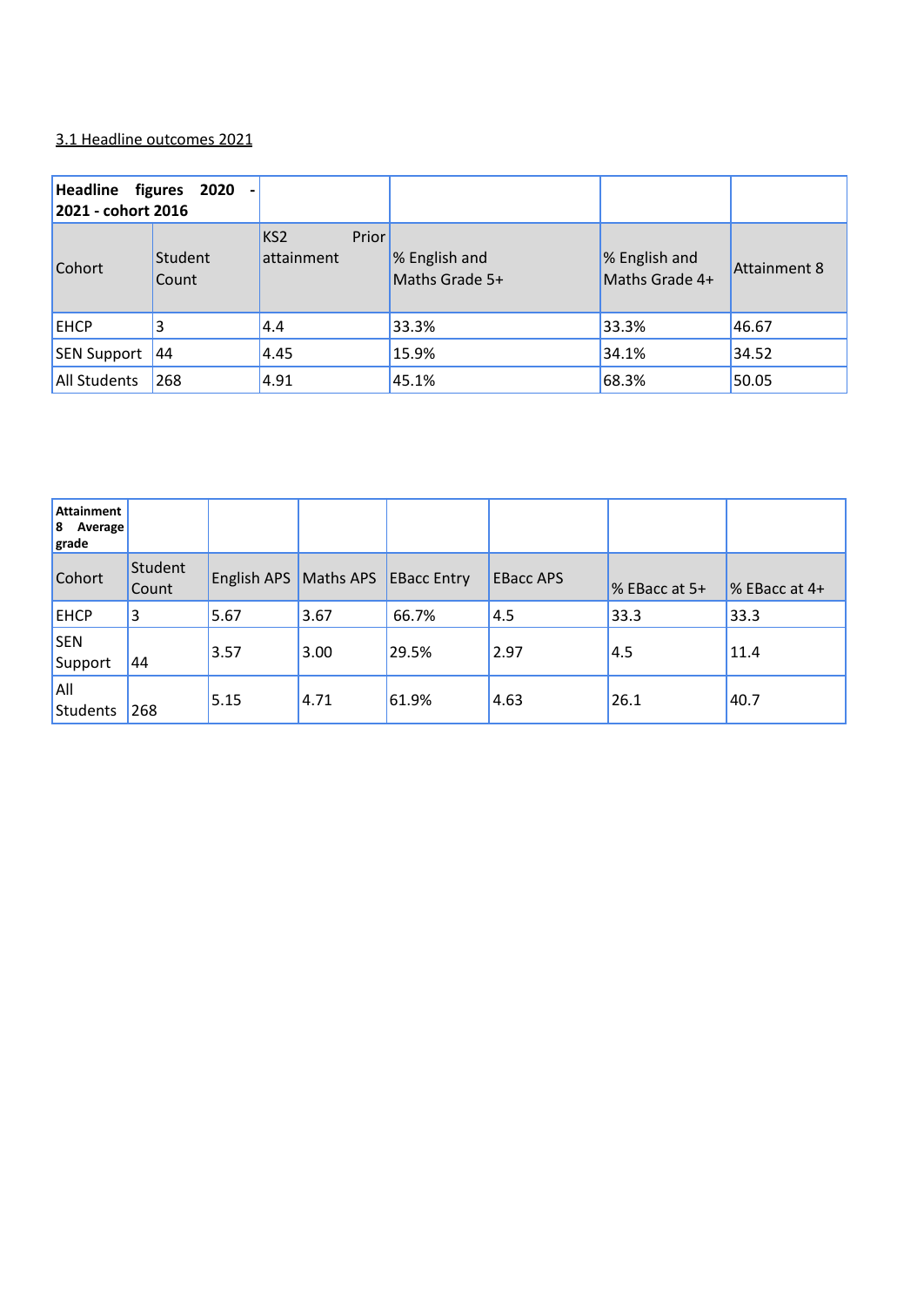3.1 Headline outcomes 2021

| **Headline figures 2020 - 2021 - cohort 2016** | | | | | |
|---|---|---|---|---|---|
| Cohort | Student Count | KS2 Prior attainment | % English and Maths Grade 5+ | % English and Maths Grade 4+ | Attainment 8 |
| EHCP | 3 | 4.4 | 33.3% | 33.3% | 46.67 |
| SEN Support | 44 | 4.45 | 15.9% | 34.1% | 34.52 |
| All Students | 268 | 4.91 | 45.1% | 68.3% | 50.05 |

| **Attainment 8 Average grade** | | | | | | | |
|---|---|---|---|---|---|---|---|
| Cohort | Student Count | English APS | Maths APS | EBacc Entry | EBacc APS | % EBacc at 5+ | % EBacc at 4+ |
| EHCP | 3 | 5.67 | 3.67 | 66.7% | 4.5 | 33.3 | 33.3 |
| SEN Support | 44 | 3.57 | 3.00 | 29.5% | 2.97 | 4.5 | 11.4 |
| All Students | 268 | 5.15 | 4.71 | 61.9% | 4.63 | 26.1 | 40.7 |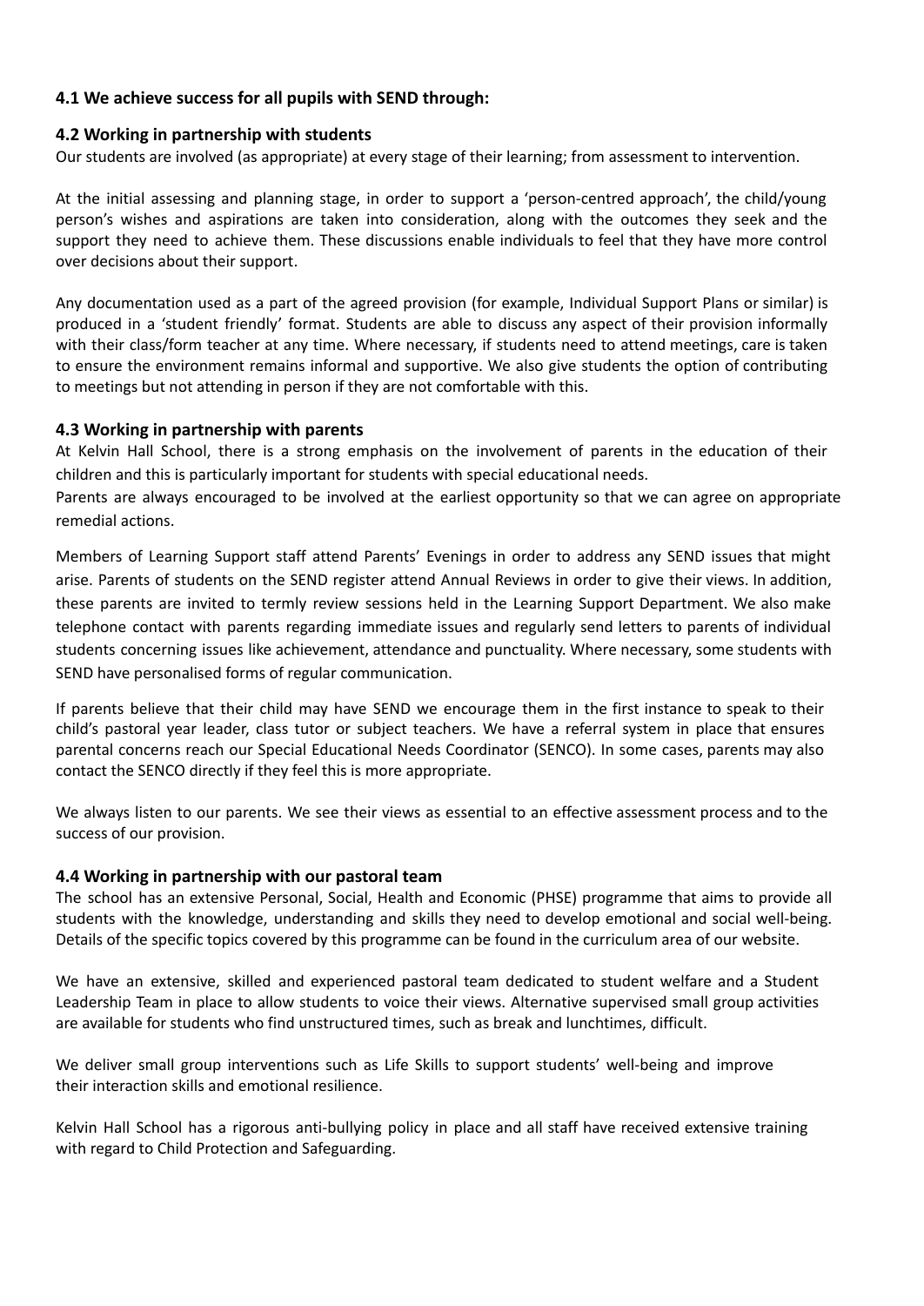### 4.1 We achieve success for all pupils with SEND through:

### 4.2 Working in partnership with students

Our students are involved (as appropriate) at every stage of their learning; from assessment to intervention.

At the initial assessing and planning stage, in order to support a 'person-centred approach', the child/young person's wishes and aspirations are taken into consideration, along with the outcomes they seek and the support they need to achieve them. These discussions enable individuals to feel that they have more control over decisions about their support.

Any documentation used as a part of the agreed provision (for example, Individual Support Plans or similar) is produced in a 'student friendly' format. Students are able to discuss any aspect of their provision informally with their class/form teacher at any time. Where necessary, if students need to attend meetings, care is taken to ensure the environment remains informal and supportive. We also give students the option of contributing to meetings but not attending in person if they are not comfortable with this.

### 4.3 Working in partnership with parents

At Kelvin Hall School, there is a strong emphasis on the involvement of parents in the education of their children and this is particularly important for students with special educational needs.

Parents are always encouraged to be involved at the earliest opportunity so that we can agree on appropriate remedial actions.

Members of Learning Support staff attend Parents' Evenings in order to address any SEND issues that might arise. Parents of students on the SEND register attend Annual Reviews in order to give their views. In addition, these parents are invited to termly review sessions held in the Learning Support Department. We also make telephone contact with parents regarding immediate issues and regularly send letters to parents of individual students concerning issues like achievement, attendance and punctuality. Where necessary, some students with SEND have personalised forms of regular communication.

If parents believe that their child may have SEND we encourage them in the first instance to speak to their child's pastoral year leader, class tutor or subject teachers. We have a referral system in place that ensures parental concerns reach our Special Educational Needs Coordinator (SENCO). In some cases, parents may also contact the SENCO directly if they feel this is more appropriate.

We always listen to our parents. We see their views as essential to an effective assessment process and to the success of our provision.

### 4.4 Working in partnership with our pastoral team

The school has an extensive Personal, Social, Health and Economic (PHSE) programme that aims to provide all students with the knowledge, understanding and skills they need to develop emotional and social well-being. Details of the specific topics covered by this programme can be found in the curriculum area of our website.

We have an extensive, skilled and experienced pastoral team dedicated to student welfare and a Student Leadership Team in place to allow students to voice their views. Alternative supervised small group activities are available for students who find unstructured times, such as break and lunchtimes, difficult.

We deliver small group interventions such as Life Skills to support students' well-being and improve their interaction skills and emotional resilience.

Kelvin Hall School has a rigorous anti-bullying policy in place and all staff have received extensive training with regard to Child Protection and Safeguarding.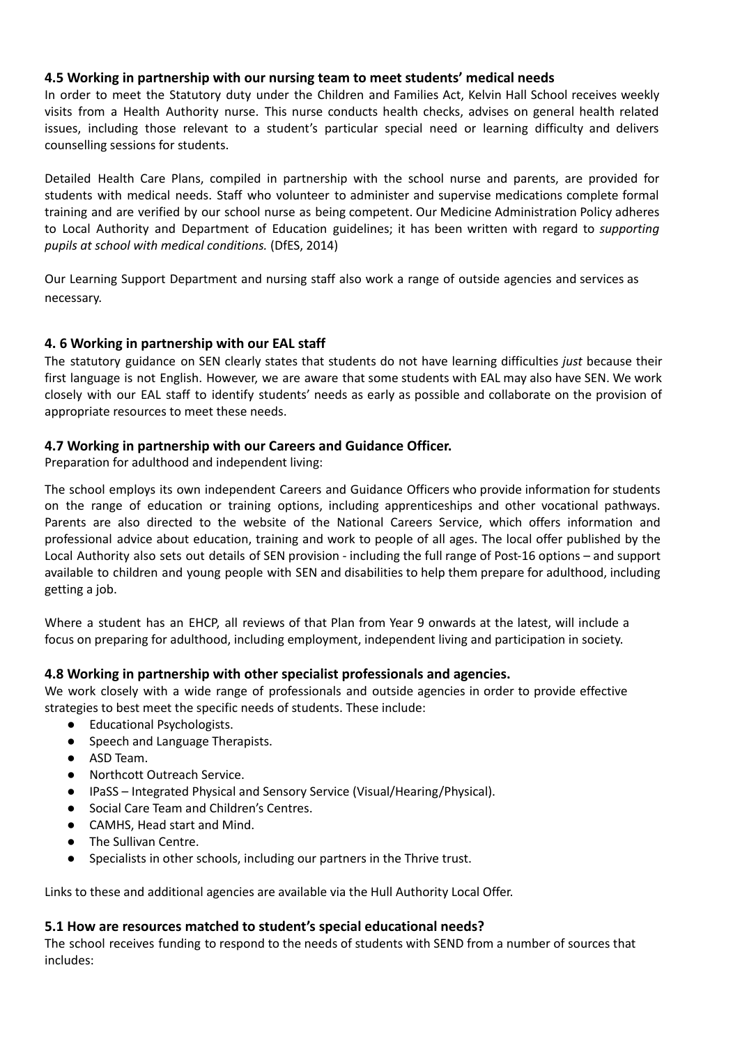### 4.5 Working in partnership with our nursing team to meet students' medical needs

In order to meet the Statutory duty under the Children and Families Act, Kelvin Hall School receives weekly visits from a Health Authority nurse. This nurse conducts health checks, advises on general health related issues, including those relevant to a student's particular special need or learning difficulty and delivers counselling sessions for students.

Detailed Health Care Plans, compiled in partnership with the school nurse and parents, are provided for students with medical needs. Staff who volunteer to administer and supervise medications complete formal training and are verified by our school nurse as being competent. Our Medicine Administration Policy adheres to Local Authority and Department of Education guidelines; it has been written with regard to *supporting pupils at school with medical conditions.* (DfES, 2014)

Our Learning Support Department and nursing staff also work a range of outside agencies and services as necessary.

### 4. 6 Working in partnership with our EAL staff

The statutory guidance on SEN clearly states that students do not have learning difficulties *just* because their first language is not English. However, we are aware that some students with EAL may also have SEN. We work closely with our EAL staff to identify students' needs as early as possible and collaborate on the provision of appropriate resources to meet these needs.

### 4.7 Working in partnership with our Careers and Guidance Officer.

Preparation for adulthood and independent living:

The school employs its own independent Careers and Guidance Officers who provide information for students on the range of education or training options, including apprenticeships and other vocational pathways. Parents are also directed to the website of the National Careers Service, which offers information and professional advice about education, training and work to people of all ages. The local offer published by the Local Authority also sets out details of SEN provision - including the full range of Post-16 options – and support available to children and young people with SEN and disabilities to help them prepare for adulthood, including getting a job.

Where a student has an EHCP, all reviews of that Plan from Year 9 onwards at the latest, will include a focus on preparing for adulthood, including employment, independent living and participation in society.

### 4.8 Working in partnership with other specialist professionals and agencies.

We work closely with a wide range of professionals and outside agencies in order to provide effective strategies to best meet the specific needs of students. These include:

- Educational Psychologists.
- Speech and Language Therapists.
- ASD Team.
- Northcott Outreach Service.
- IPaSS – Integrated Physical and Sensory Service (Visual/Hearing/Physical).
- Social Care Team and Children's Centres.
- CAMHS, Head start and Mind.
- The Sullivan Centre.
- Specialists in other schools, including our partners in the Thrive trust.

Links to these and additional agencies are available via the Hull Authority Local Offer.

### 5.1 How are resources matched to student's special educational needs?

The school receives funding to respond to the needs of students with SEND from a number of sources that includes: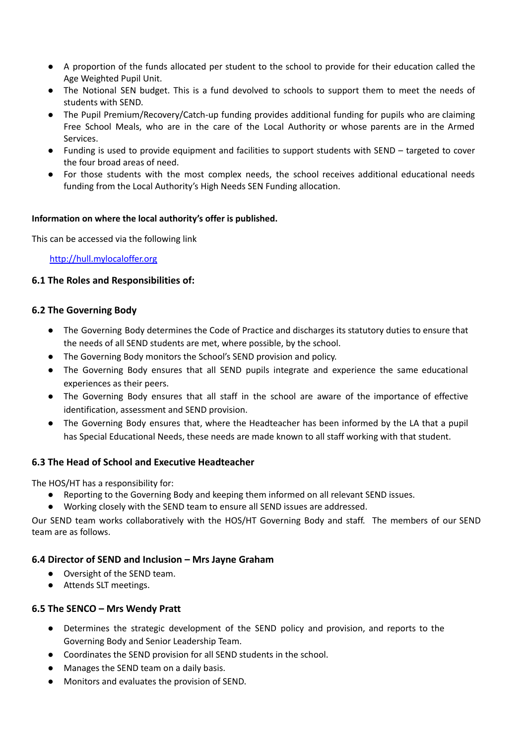- A proportion of the funds allocated per student to the school to provide for their education called the Age Weighted Pupil Unit.
- The Notional SEN budget. This is a fund devolved to schools to support them to meet the needs of students with SEND.
- The Pupil Premium/Recovery/Catch-up funding provides additional funding for pupils who are claiming Free School Meals, who are in the care of the Local Authority or whose parents are in the Armed Services.
- Funding is used to provide equipment and facilities to support students with SEND – targeted to cover the four broad areas of need.
- For those students with the most complex needs, the school receives additional educational needs funding from the Local Authority's High Needs SEN Funding allocation.

**Information on where the local authority's offer is published.**

This can be accessed via the following link

[http://hull.mylocaloffer.org](http://hull.mylocaloffer.org)

### 6.1 The Roles and Responsibilities of:

### 6.2 The Governing Body

- The Governing Body determines the Code of Practice and discharges its statutory duties to ensure that the needs of all SEND students are met, where possible, by the school.
- The Governing Body monitors the School's SEND provision and policy.
- The Governing Body ensures that all SEND pupils integrate and experience the same educational experiences as their peers.
- The Governing Body ensures that all staff in the school are aware of the importance of effective identification, assessment and SEND provision.
- The Governing Body ensures that, where the Headteacher has been informed by the LA that a pupil has Special Educational Needs, these needs are made known to all staff working with that student.

### 6.3 The Head of School and Executive Headteacher

The HOS/HT has a responsibility for:

- Reporting to the Governing Body and keeping them informed on all relevant SEND issues.
- Working closely with the SEND team to ensure all SEND issues are addressed.

Our SEND team works collaboratively with the HOS/HT Governing Body and staff. The members of our SEND team are as follows.

### 6.4 Director of SEND and Inclusion – Mrs Jayne Graham

- Oversight of the SEND team.
- Attends SLT meetings.

### 6.5 The SENCO – Mrs Wendy Pratt

- Determines the strategic development of the SEND policy and provision, and reports to the Governing Body and Senior Leadership Team.
- Coordinates the SEND provision for all SEND students in the school.
- Manages the SEND team on a daily basis.
- Monitors and evaluates the provision of SEND.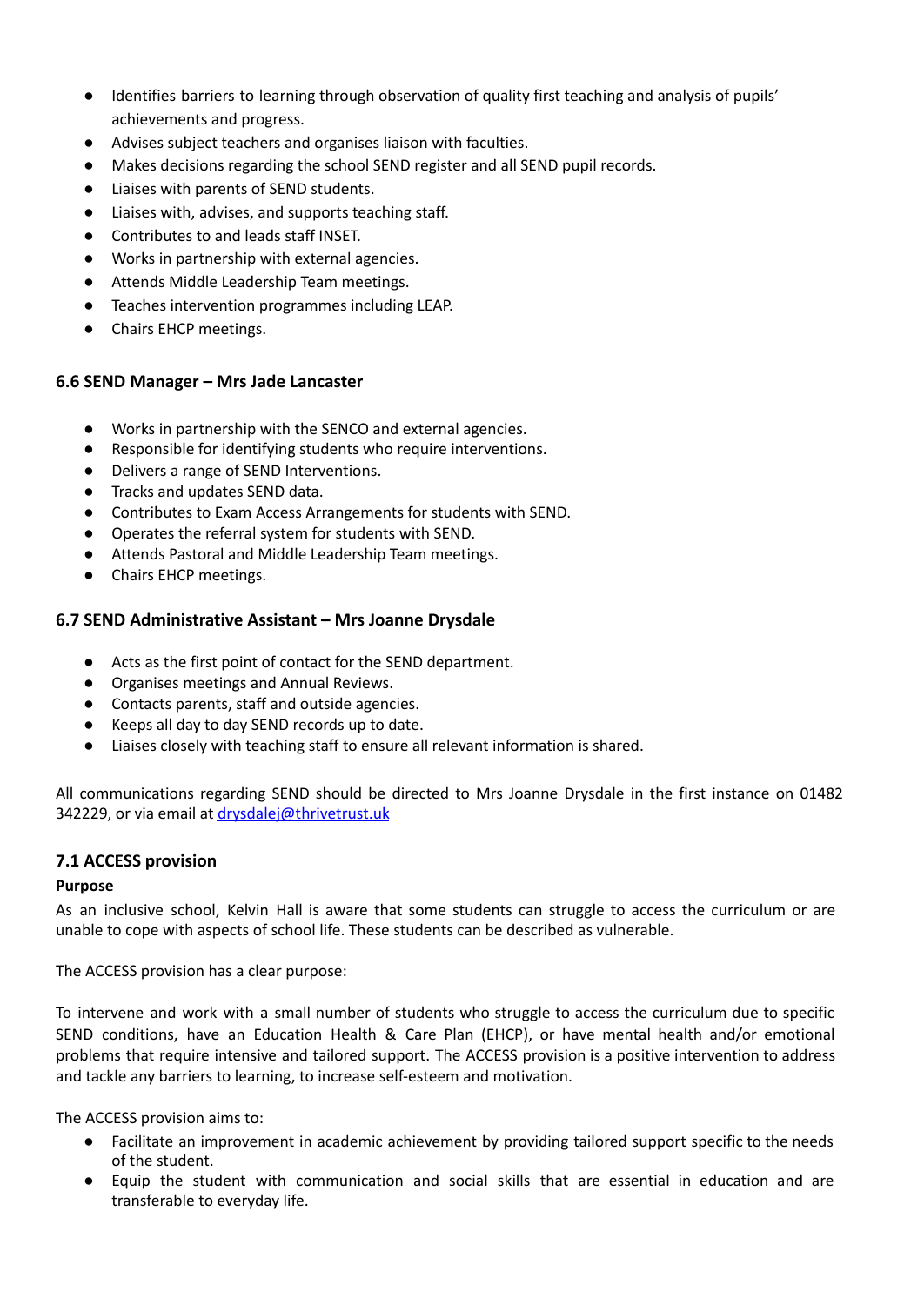- Identifies barriers to learning through observation of quality first teaching and analysis of pupils' achievements and progress.
- Advises subject teachers and organises liaison with faculties.
- Makes decisions regarding the school SEND register and all SEND pupil records.
- Liaises with parents of SEND students.
- Liaises with, advises, and supports teaching staff.
- Contributes to and leads staff INSET.
- Works in partnership with external agencies.
- Attends Middle Leadership Team meetings.
- Teaches intervention programmes including LEAP.
- Chairs EHCP meetings.

### 6.6 SEND Manager – Mrs Jade Lancaster

- Works in partnership with the SENCO and external agencies.
- Responsible for identifying students who require interventions.
- Delivers a range of SEND Interventions.
- Tracks and updates SEND data.
- Contributes to Exam Access Arrangements for students with SEND.
- Operates the referral system for students with SEND.
- Attends Pastoral and Middle Leadership Team meetings.
- Chairs EHCP meetings.

### 6.7 SEND Administrative Assistant – Mrs Joanne Drysdale

- Acts as the first point of contact for the SEND department.
- Organises meetings and Annual Reviews.
- Contacts parents, staff and outside agencies.
- Keeps all day to day SEND records up to date.
- Liaises closely with teaching staff to ensure all relevant information is shared.

All communications regarding SEND should be directed to Mrs Joanne Drysdale in the first instance on 01482 342229, or via email at drysdalej@thrivetrust.uk

### 7.1 ACCESS provision

**Purpose**

As an inclusive school, Kelvin Hall is aware that some students can struggle to access the curriculum or are unable to cope with aspects of school life. These students can be described as vulnerable.

The ACCESS provision has a clear purpose:

To intervene and work with a small number of students who struggle to access the curriculum due to specific SEND conditions, have an Education Health & Care Plan (EHCP), or have mental health and/or emotional problems that require intensive and tailored support. The ACCESS provision is a positive intervention to address and tackle any barriers to learning, to increase self-esteem and motivation.

The ACCESS provision aims to:

- Facilitate an improvement in academic achievement by providing tailored support specific to the needs of the student.
- Equip the student with communication and social skills that are essential in education and are transferable to everyday life.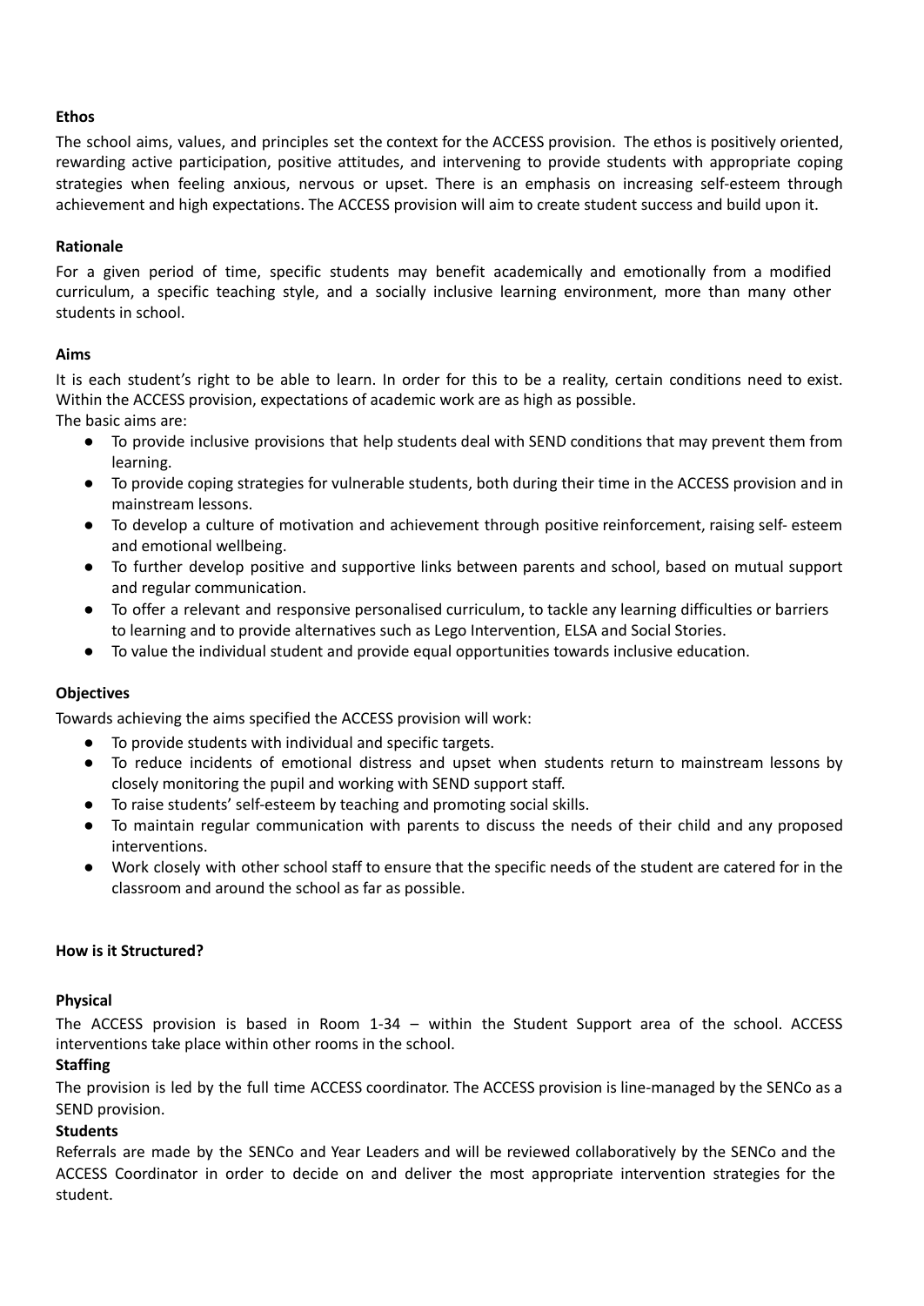**Ethos**

The school aims, values, and principles set the context for the ACCESS provision. The ethos is positively oriented, rewarding active participation, positive attitudes, and intervening to provide students with appropriate coping strategies when feeling anxious, nervous or upset. There is an emphasis on increasing self-esteem through achievement and high expectations. The ACCESS provision will aim to create student success and build upon it.

**Rationale**

For a given period of time, specific students may benefit academically and emotionally from a modified curriculum, a specific teaching style, and a socially inclusive learning environment, more than many other students in school.

**Aims**

It is each student's right to be able to learn. In order for this to be a reality, certain conditions need to exist. Within the ACCESS provision, expectations of academic work are as high as possible.
The basic aims are:

- To provide inclusive provisions that help students deal with SEND conditions that may prevent them from learning.
- To provide coping strategies for vulnerable students, both during their time in the ACCESS provision and in mainstream lessons.
- To develop a culture of motivation and achievement through positive reinforcement, raising self- esteem and emotional wellbeing.
- To further develop positive and supportive links between parents and school, based on mutual support and regular communication.
- To offer a relevant and responsive personalised curriculum, to tackle any learning difficulties or barriers to learning and to provide alternatives such as Lego Intervention, ELSA and Social Stories.
- To value the individual student and provide equal opportunities towards inclusive education.

**Objectives**

Towards achieving the aims specified the ACCESS provision will work:

- To provide students with individual and specific targets.
- To reduce incidents of emotional distress and upset when students return to mainstream lessons by closely monitoring the pupil and working with SEND support staff.
- To raise students' self-esteem by teaching and promoting social skills.
- To maintain regular communication with parents to discuss the needs of their child and any proposed interventions.
- Work closely with other school staff to ensure that the specific needs of the student are catered for in the classroom and around the school as far as possible.

**How is it Structured?**

**Physical**

The ACCESS provision is based in Room 1-34 – within the Student Support area of the school. ACCESS interventions take place within other rooms in the school.

**Staffing**

The provision is led by the full time ACCESS coordinator. The ACCESS provision is line-managed by the SENCo as a SEND provision.

**Students**

Referrals are made by the SENCo and Year Leaders and will be reviewed collaboratively by the SENCo and the ACCESS Coordinator in order to decide on and deliver the most appropriate intervention strategies for the student.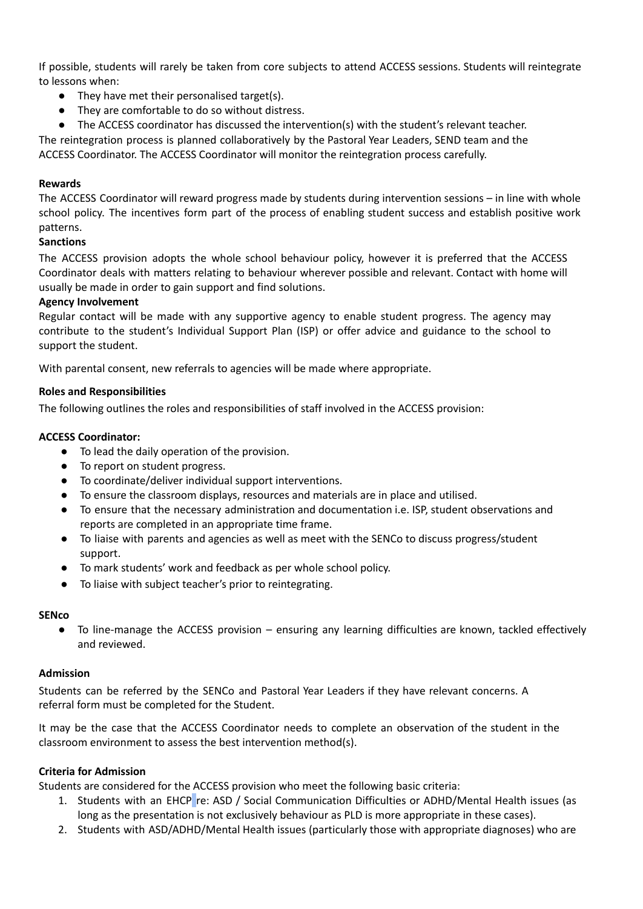If possible, students will rarely be taken from core subjects to attend ACCESS sessions. Students will reintegrate to lessons when:

- They have met their personalised target(s).
- They are comfortable to do so without distress.
- The ACCESS coordinator has discussed the intervention(s) with the student's relevant teacher.

The reintegration process is planned collaboratively by the Pastoral Year Leaders, SEND team and the ACCESS Coordinator. The ACCESS Coordinator will monitor the reintegration process carefully.

**Rewards**

The ACCESS Coordinator will reward progress made by students during intervention sessions – in line with whole school policy. The incentives form part of the process of enabling student success and establish positive work patterns.

**Sanctions**

The ACCESS provision adopts the whole school behaviour policy, however it is preferred that the ACCESS Coordinator deals with matters relating to behaviour wherever possible and relevant. Contact with home will usually be made in order to gain support and find solutions.

**Agency Involvement**

Regular contact will be made with any supportive agency to enable student progress. The agency may contribute to the student's Individual Support Plan (ISP) or offer advice and guidance to the school to support the student.

With parental consent, new referrals to agencies will be made where appropriate.

**Roles and Responsibilities**

The following outlines the roles and responsibilities of staff involved in the ACCESS provision:

**ACCESS Coordinator:**

- To lead the daily operation of the provision.
- To report on student progress.
- To coordinate/deliver individual support interventions.
- To ensure the classroom displays, resources and materials are in place and utilised.
- To ensure that the necessary administration and documentation i.e. ISP, student observations and reports are completed in an appropriate time frame.
- To liaise with parents and agencies as well as meet with the SENCo to discuss progress/student support.
- To mark students' work and feedback as per whole school policy.
- To liaise with subject teacher's prior to reintegrating.

**SENco**

- To line-manage the ACCESS provision – ensuring any learning difficulties are known, tackled effectively and reviewed.

**Admission**

Students can be referred by the SENCo and Pastoral Year Leaders if they have relevant concerns. A referral form must be completed for the Student.

It may be the case that the ACCESS Coordinator needs to complete an observation of the student in the classroom environment to assess the best intervention method(s).

**Criteria for Admission**

Students are considered for the ACCESS provision who meet the following basic criteria:

1. Students with an EHCP re: ASD / Social Communication Difficulties or ADHD/Mental Health issues (as long as the presentation is not exclusively behaviour as PLD is more appropriate in these cases).
2. Students with ASD/ADHD/Mental Health issues (particularly those with appropriate diagnoses) who are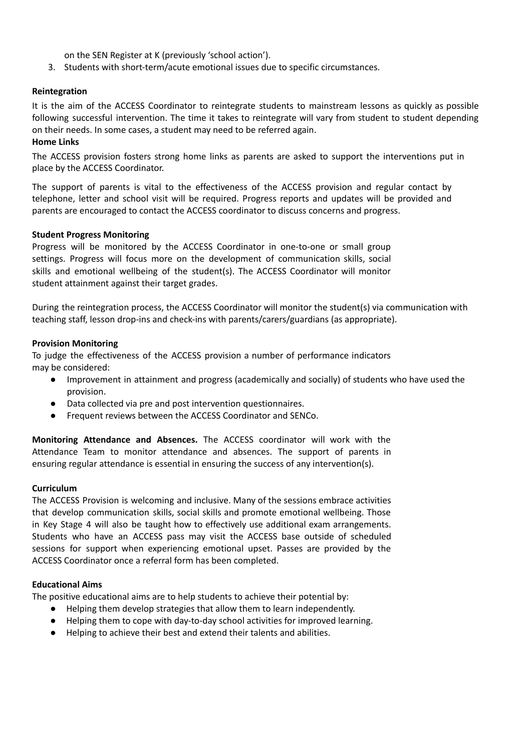on the SEN Register at K (previously 'school action').

3. Students with short-term/acute emotional issues due to specific circumstances.

**Reintegration**

It is the aim of the ACCESS Coordinator to reintegrate students to mainstream lessons as quickly as possible following successful intervention. The time it takes to reintegrate will vary from student to student depending on their needs. In some cases, a student may need to be referred again.

**Home Links**

The ACCESS provision fosters strong home links as parents are asked to support the interventions put in place by the ACCESS Coordinator.

The support of parents is vital to the effectiveness of the ACCESS provision and regular contact by telephone, letter and school visit will be required. Progress reports and updates will be provided and parents are encouraged to contact the ACCESS coordinator to discuss concerns and progress.

**Student Progress Monitoring**

Progress will be monitored by the ACCESS Coordinator in one-to-one or small group settings. Progress will focus more on the development of communication skills, social skills and emotional wellbeing of the student(s). The ACCESS Coordinator will monitor student attainment against their target grades.

During the reintegration process, the ACCESS Coordinator will monitor the student(s) via communication with teaching staff, lesson drop-ins and check-ins with parents/carers/guardians (as appropriate).

**Provision Monitoring**

To judge the effectiveness of the ACCESS provision a number of performance indicators may be considered:

- Improvement in attainment and progress (academically and socially) of students who have used the provision.
- Data collected via pre and post intervention questionnaires.
- Frequent reviews between the ACCESS Coordinator and SENCo.

**Monitoring Attendance and Absences.** The ACCESS coordinator will work with the Attendance Team to monitor attendance and absences. The support of parents in ensuring regular attendance is essential in ensuring the success of any intervention(s).

**Curriculum**

The ACCESS Provision is welcoming and inclusive. Many of the sessions embrace activities that develop communication skills, social skills and promote emotional wellbeing. Those in Key Stage 4 will also be taught how to effectively use additional exam arrangements. Students who have an ACCESS pass may visit the ACCESS base outside of scheduled sessions for support when experiencing emotional upset. Passes are provided by the ACCESS Coordinator once a referral form has been completed.

**Educational Aims**

The positive educational aims are to help students to achieve their potential by:

- Helping them develop strategies that allow them to learn independently.
- Helping them to cope with day-to-day school activities for improved learning.
- Helping to achieve their best and extend their talents and abilities.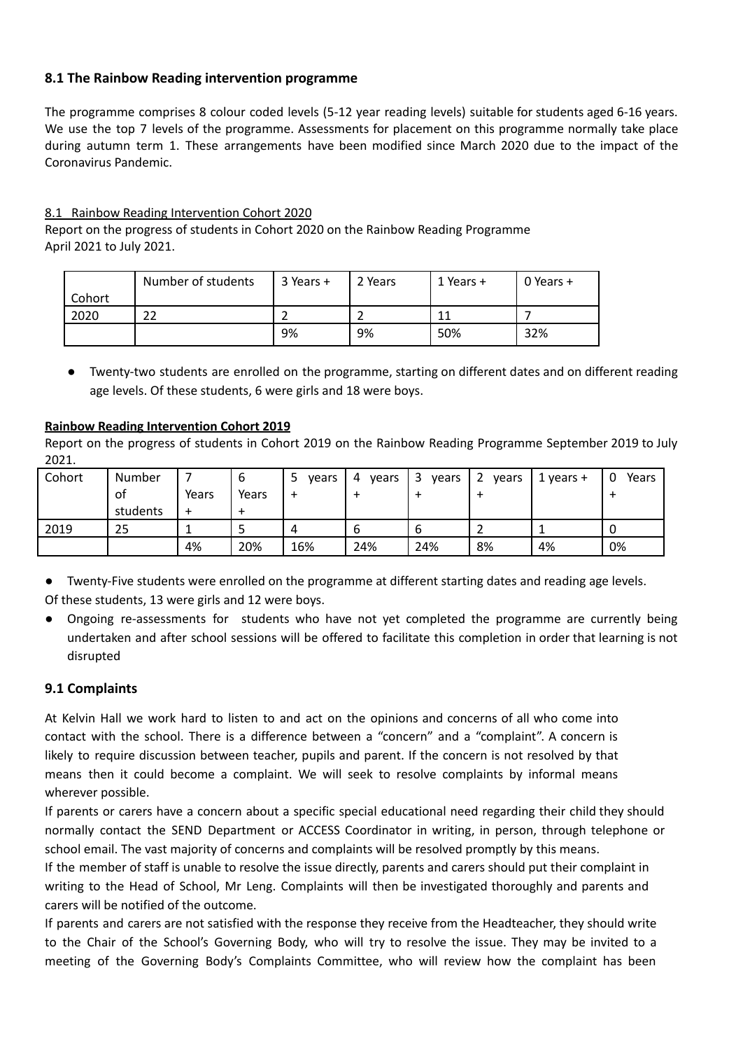### 8.1 The Rainbow Reading intervention programme

The programme comprises 8 colour coded levels (5-12 year reading levels) suitable for students aged 6-16 years. We use the top 7 levels of the programme. Assessments for placement on this programme normally take place during autumn term 1. These arrangements have been modified since March 2020 due to the impact of the Coronavirus Pandemic.

8.1 Rainbow Reading Intervention Cohort 2020

Report on the progress of students in Cohort 2020 on the Rainbow Reading Programme
April 2021 to July 2021.

| Cohort | Number of students | 3 Years + | 2 Years | 1 Years + | 0 Years + |
|---|---|---|---|---|---|
| 2020 | 22 | 2 | 2 | 11 | 7 |
| | | 9% | 9% | 50% | 32% |

- Twenty-two students are enrolled on the programme, starting on different dates and on different reading age levels. Of these students, 6 were girls and 18 were boys.

**Rainbow Reading Intervention Cohort 2019**

Report on the progress of students in Cohort 2019 on the Rainbow Reading Programme September 2019 to July 2021.

| Cohort | Number of students | 7 Years + | 6 Years + | 5 years + | 4 years + | 3 years + | 2 years + | 1 years + | 0 Years + |
|---|---|---|---|---|---|---|---|---|---|
| 2019 | 25 | 1 | 5 | 4 | 6 | 6 | 2 | 1 | 0 |
| | | 4% | 20% | 16% | 24% | 24% | 8% | 4% | 0% |

- Twenty-Five students were enrolled on the programme at different starting dates and reading age levels.

Of these students, 13 were girls and 12 were boys.

- Ongoing re-assessments for students who have not yet completed the programme are currently being undertaken and after school sessions will be offered to facilitate this completion in order that learning is not disrupted

### 9.1 Complaints

At Kelvin Hall we work hard to listen to and act on the opinions and concerns of all who come into contact with the school. There is a difference between a "concern" and a "complaint". A concern is likely to require discussion between teacher, pupils and parent. If the concern is not resolved by that means then it could become a complaint. We will seek to resolve complaints by informal means wherever possible.

If parents or carers have a concern about a specific special educational need regarding their child they should normally contact the SEND Department or ACCESS Coordinator in writing, in person, through telephone or school email. The vast majority of concerns and complaints will be resolved promptly by this means.

If the member of staff is unable to resolve the issue directly, parents and carers should put their complaint in writing to the Head of School, Mr Leng. Complaints will then be investigated thoroughly and parents and carers will be notified of the outcome.

If parents and carers are not satisfied with the response they receive from the Headteacher, they should write to the Chair of the School's Governing Body, who will try to resolve the issue. They may be invited to a meeting of the Governing Body's Complaints Committee, who will review how the complaint has been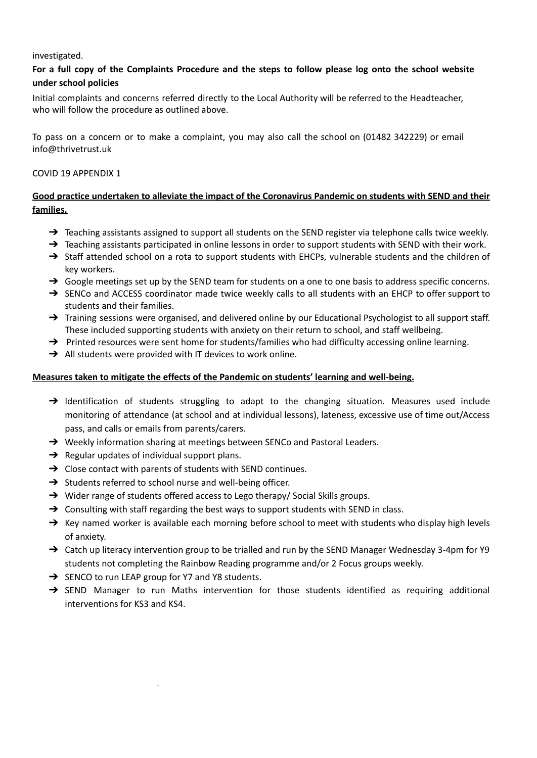investigated.

**For a full copy of the Complaints Procedure and the steps to follow please log onto the school website under school policies**

Initial complaints and concerns referred directly to the Local Authority will be referred to the Headteacher, who will follow the procedure as outlined above.

To pass on a concern or to make a complaint, you may also call the school on (01482 342229) or email info@thrivetrust.uk

COVID 19 APPENDIX 1

**Good practice undertaken to alleviate the impact of the Coronavirus Pandemic on students with SEND and their families.**

- Teaching assistants assigned to support all students on the SEND register via telephone calls twice weekly.
- Teaching assistants participated in online lessons in order to support students with SEND with their work.
- Staff attended school on a rota to support students with EHCPs, vulnerable students and the children of key workers.
- Google meetings set up by the SEND team for students on a one to one basis to address specific concerns.
- SENCo and ACCESS coordinator made twice weekly calls to all students with an EHCP to offer support to students and their families.
- Training sessions were organised, and delivered online by our Educational Psychologist to all support staff. These included supporting students with anxiety on their return to school, and staff wellbeing.
- Printed resources were sent home for students/families who had difficulty accessing online learning.
- All students were provided with IT devices to work online.

**Measures taken to mitigate the effects of the Pandemic on students' learning and well-being.**

- Identification of students struggling to adapt to the changing situation. Measures used include monitoring of attendance (at school and at individual lessons), lateness, excessive use of time out/Access pass, and calls or emails from parents/carers.
- Weekly information sharing at meetings between SENCo and Pastoral Leaders.
- Regular updates of individual support plans.
- Close contact with parents of students with SEND continues.
- Students referred to school nurse and well-being officer.
- Wider range of students offered access to Lego therapy/ Social Skills groups.
- Consulting with staff regarding the best ways to support students with SEND in class.
- Key named worker is available each morning before school to meet with students who display high levels of anxiety.
- Catch up literacy intervention group to be trialled and run by the SEND Manager Wednesday 3-4pm for Y9 students not completing the Rainbow Reading programme and/or 2 Focus groups weekly.
- SENCO to run LEAP group for Y7 and Y8 students.
- SEND Manager to run Maths intervention for those students identified as requiring additional interventions for KS3 and KS4.